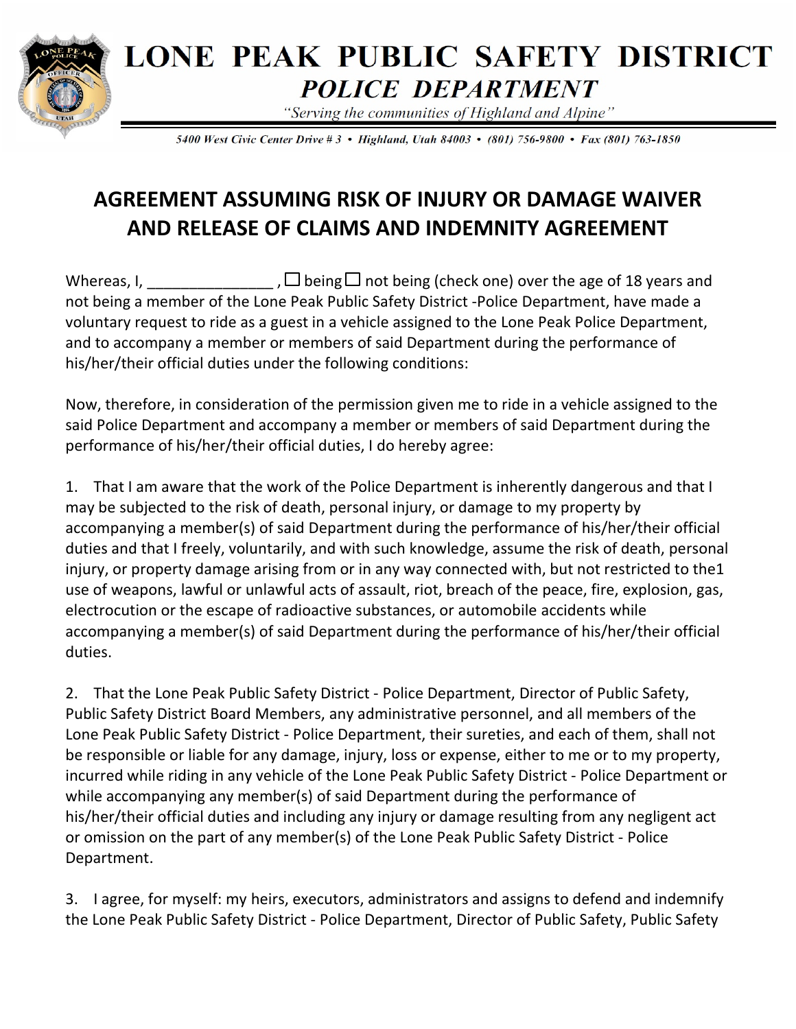# LONE PEAK PUBLIC SAFETY DISTRICT

## *POLICE DEPARTMENT*

*"Serving the communities of Highland and Alpine"*

*5400 West Civic Center Drive # 3 • Highland, Utah 84003 • (801) 756-9800 • Fax (801) 763-1850*

## AGREEMENT ASSUMING RISK OF INJURY OR DAMAGE WAIVER AND RELEASE OF CLAIMS AND INDEMNITY AGREEMENT

Whereas, I, _______________ , ☐ being ☐ not being (check one) over the age of 18 years and not being a member of the Lone Peak Public Safety District -Police Department, have made a voluntary request to ride as a guest in a vehicle assigned to the Lone Peak Police Department, and to accompany a member or members of said Department during the performance of his/her/their official duties under the following conditions:

Now, therefore, in consideration of the permission given me to ride in a vehicle assigned to the said Police Department and accompany a member or members of said Department during the performance of his/her/their official duties, I do hereby agree:

1. That I am aware that the work of the Police Department is inherently dangerous and that I may be subjected to the risk of death, personal injury, or damage to my property by accompanying a member(s) of said Department during the performance of his/her/their official duties and that I freely, voluntarily, and with such knowledge, assume the risk of death, personal injury, or property damage arising from or in any way connected with, but not restricted to the1 use of weapons, lawful or unlawful acts of assault, riot, breach of the peace, fire, explosion, gas, electrocution or the escape of radioactive substances, or automobile accidents while accompanying a member(s) of said Department during the performance of his/her/their official duties.

2. That the Lone Peak Public Safety District - Police Department, Director of Public Safety, Public Safety District Board Members, any administrative personnel, and all members of the Lone Peak Public Safety District - Police Department, their sureties, and each of them, shall not be responsible or liable for any damage, injury, loss or expense, either to me or to my property, incurred while riding in any vehicle of the Lone Peak Public Safety District - Police Department or while accompanying any member(s) of said Department during the performance of his/her/their official duties and including any injury or damage resulting from any negligent act or omission on the part of any member(s) of the Lone Peak Public Safety District - Police Department.

3. I agree, for myself: my heirs, executors, administrators and assigns to defend and indemnify the Lone Peak Public Safety District - Police Department, Director of Public Safety, Public Safety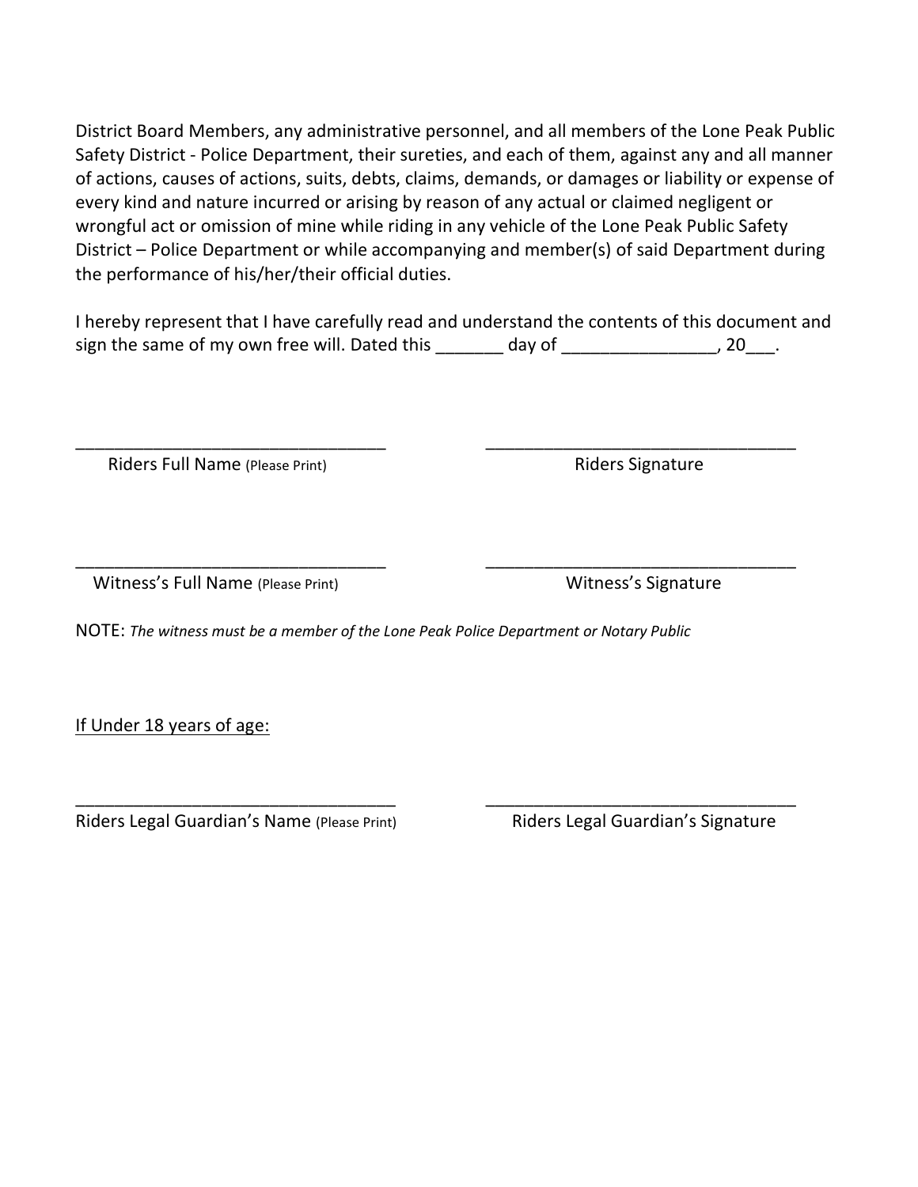District Board Members, any administrative personnel, and all members of the Lone Peak Public Safety District - Police Department, their sureties, and each of them, against any and all manner of actions, causes of actions, suits, debts, claims, demands, or damages or liability or expense of every kind and nature incurred or arising by reason of any actual or claimed negligent or wrongful act or omission of mine while riding in any vehicle of the Lone Peak Public Safety District – Police Department or while accompanying and member(s) of said Department during the performance of his/her/their official duties.

I hereby represent that I have carefully read and understand the contents of this document and sign the same of my own free will. Dated this _______ day of ________________, 20___.

________________________________ ________________________________
Riders Full Name (Please Print) Riders Signature

________________________________ ________________________________
Witness's Full Name (Please Print) Witness's Signature

NOTE: *The witness must be a member of the Lone Peak Police Department or Notary Public*

<u>If Under 18 years of age:</u>

________________________________ ________________________________
Riders Legal Guardian's Name (Please Print) Riders Legal Guardian's Signature